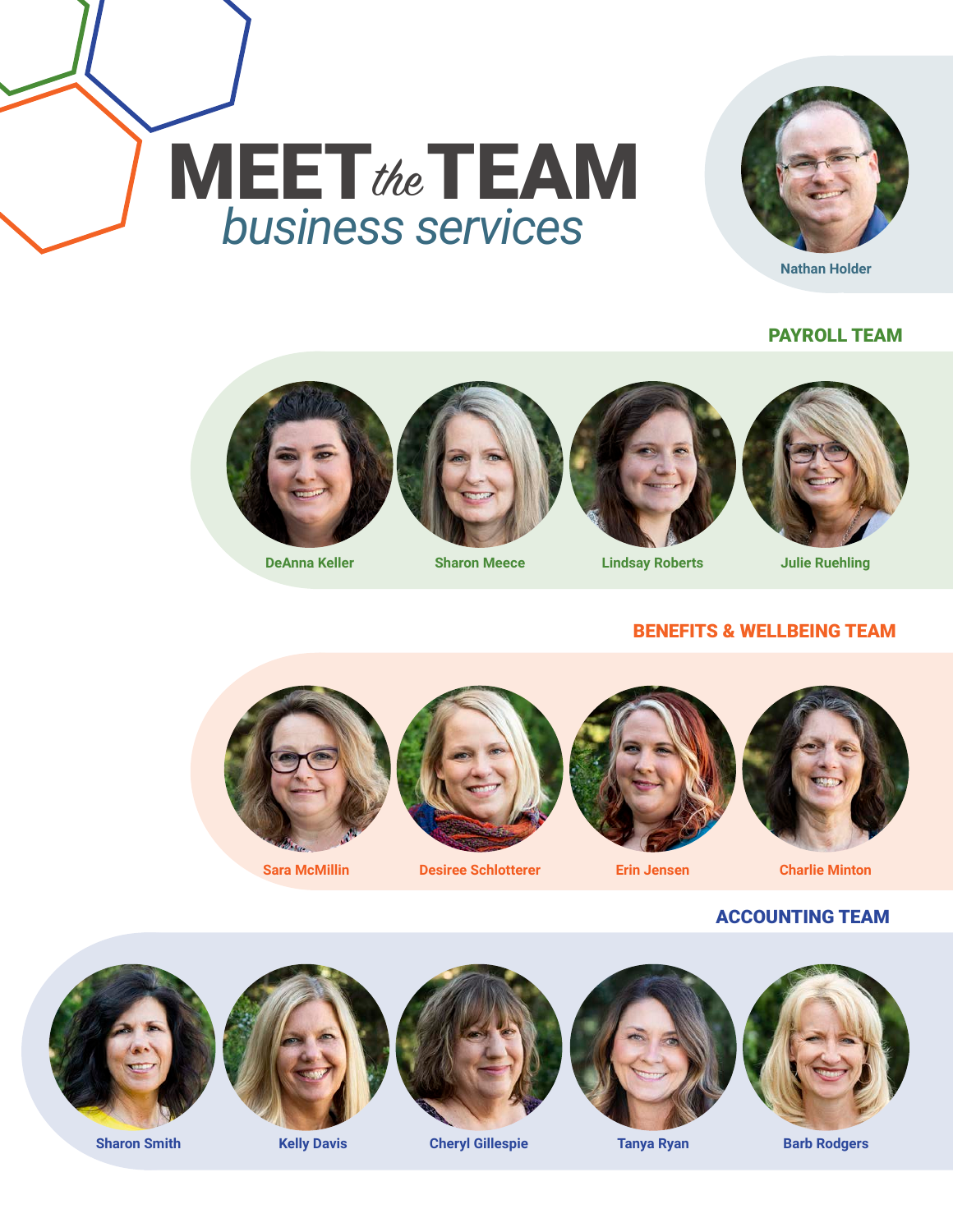# MEET *the* TEAM
## *business services*

Nathan Holder

### PAYROLL TEAM

DeAnna Keller

Sharon Meece

Lindsay Roberts

Julie Ruehling

### BENEFITS & WELLBEING TEAM

Sara McMillin

Desiree Schlotterer

Erin Jensen

Charlie Minton

### ACCOUNTING TEAM

Sharon Smith

Kelly Davis

Cheryl Gillespie

Tanya Ryan

Barb Rodgers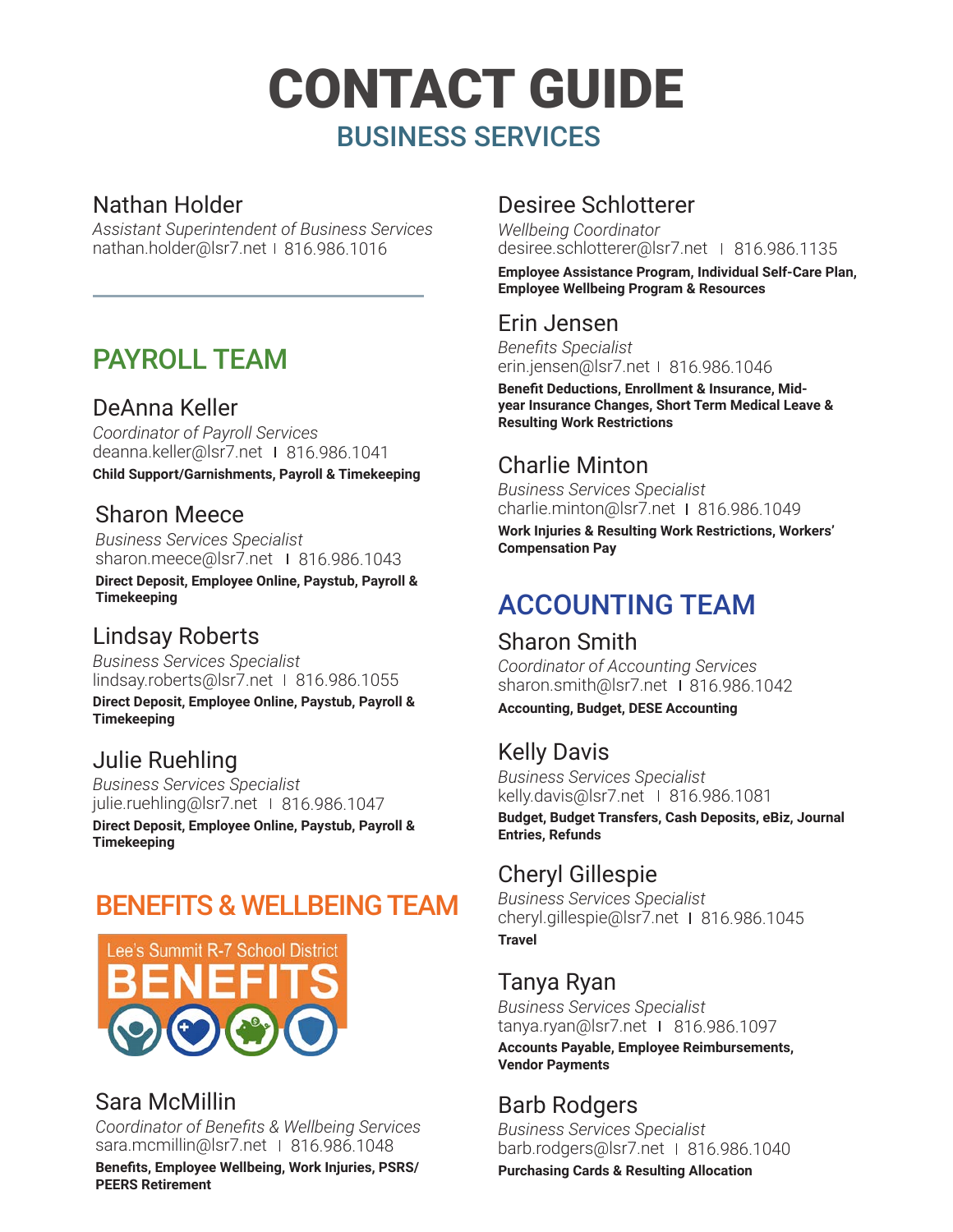# CONTACT GUIDE

## BUSINESS SERVICES

### Nathan Holder
*Assistant Superintendent of Business Services*
nathan.holder@lsr7.net | 816.986.1016

## PAYROLL TEAM

### DeAnna Keller
*Coordinator of Payroll Services*
deanna.keller@lsr7.net | 816.986.1041
**Child Support/Garnishments, Payroll & Timekeeping**

### Sharon Meece
*Business Services Specialist*
sharon.meece@lsr7.net | 816.986.1043
**Direct Deposit, Employee Online, Paystub, Payroll & Timekeeping**

### Lindsay Roberts
*Business Services Specialist*
lindsay.roberts@lsr7.net | 816.986.1055
**Direct Deposit, Employee Online, Paystub, Payroll & Timekeeping**

### Julie Ruehling
*Business Services Specialist*
julie.ruehling@lsr7.net | 816.986.1047
**Direct Deposit, Employee Online, Paystub, Payroll & Timekeeping**

## BENEFITS & WELLBEING TEAM

Lee's Summit R-7 School District
BENEFITS

### Sara McMillin
*Coordinator of Benefits & Wellbeing Services*
sara.mcmillin@lsr7.net | 816.986.1048
**Benefits, Employee Wellbeing, Work Injuries, PSRS/PEERS Retirement**

### Desiree Schlotterer
*Wellbeing Coordinator*
desiree.schlotterer@lsr7.net | 816.986.1135
**Employee Assistance Program, Individual Self-Care Plan, Employee Wellbeing Program & Resources**

### Erin Jensen
*Benefits Specialist*
erin.jensen@lsr7.net | 816.986.1046
**Benefit Deductions, Enrollment & Insurance, Mid-year Insurance Changes, Short Term Medical Leave & Resulting Work Restrictions**

### Charlie Minton
*Business Services Specialist*
charlie.minton@lsr7.net | 816.986.1049
**Work Injuries & Resulting Work Restrictions, Workers' Compensation Pay**

## ACCOUNTING TEAM

### Sharon Smith
*Coordinator of Accounting Services*
sharon.smith@lsr7.net | 816.986.1042
**Accounting, Budget, DESE Accounting**

### Kelly Davis
*Business Services Specialist*
kelly.davis@lsr7.net | 816.986.1081
**Budget, Budget Transfers, Cash Deposits, eBiz, Journal Entries, Refunds**

### Cheryl Gillespie
*Business Services Specialist*
cheryl.gillespie@lsr7.net | 816.986.1045
**Travel**

### Tanya Ryan
*Business Services Specialist*
tanya.ryan@lsr7.net | 816.986.1097
**Accounts Payable, Employee Reimbursements, Vendor Payments**

### Barb Rodgers
*Business Services Specialist*
barb.rodgers@lsr7.net | 816.986.1040
**Purchasing Cards & Resulting Allocation**